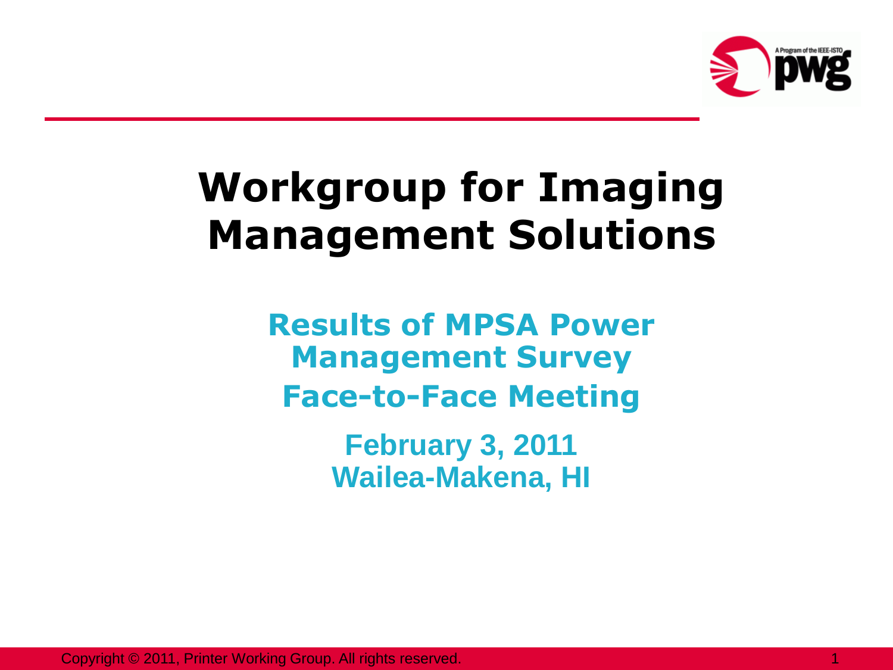# Workgroup for Imaging Management Solutions

## Results of MPSA Power Management Survey

## Face-to-Face Meeting

**February 3, 2011**
**Wailea-Makena, HI**

Copyright © 2011, Printer Working Group. All rights reserved.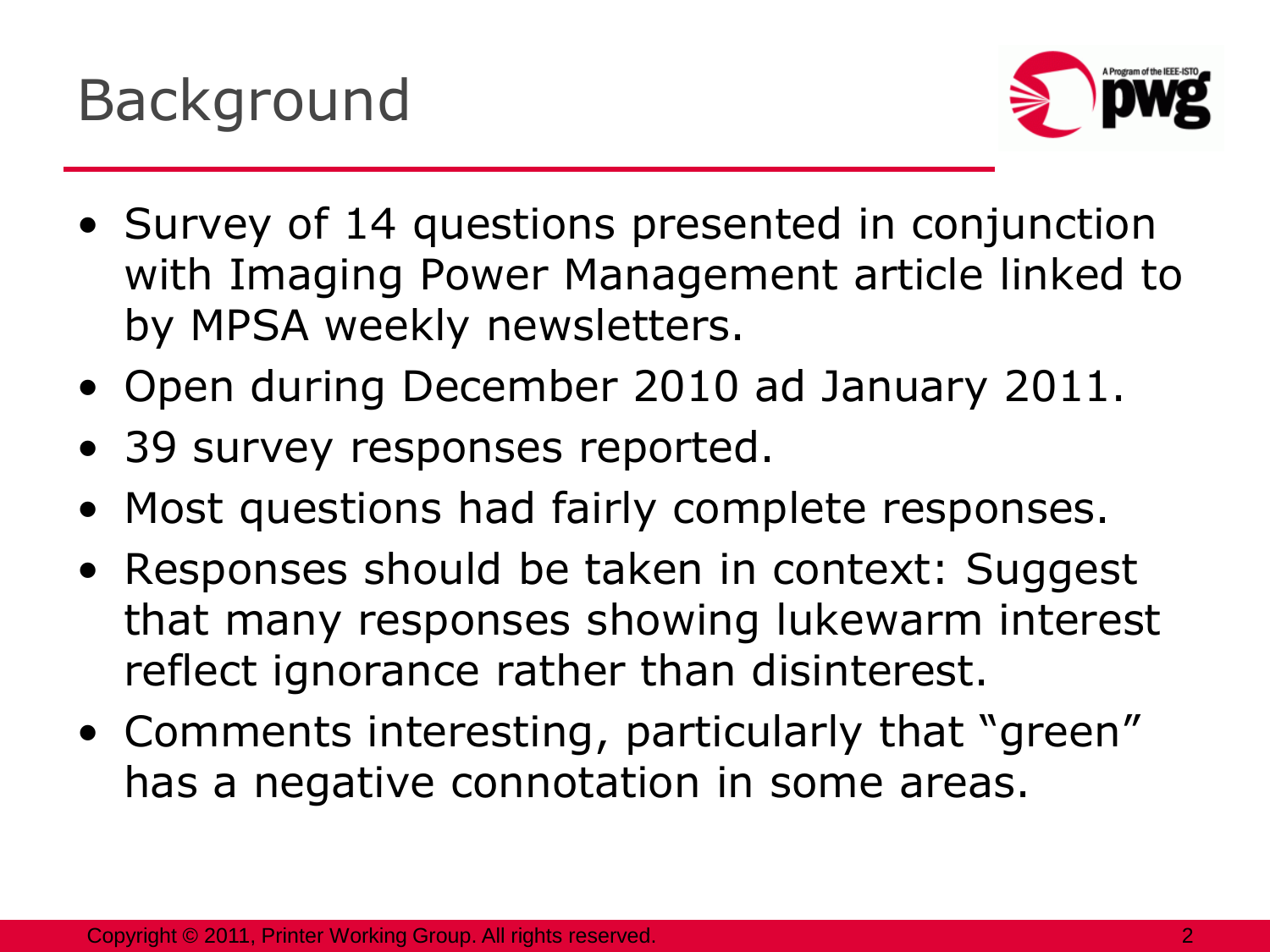# Background

- Survey of 14 questions presented in conjunction with Imaging Power Management article linked to by MPSA weekly newsletters.
- Open during December 2010 ad January 2011.
- 39 survey responses reported.
- Most questions had fairly complete responses.
- Responses should be taken in context: Suggest that many responses showing lukewarm interest reflect ignorance rather than disinterest.
- Comments interesting, particularly that "green" has a negative connotation in some areas.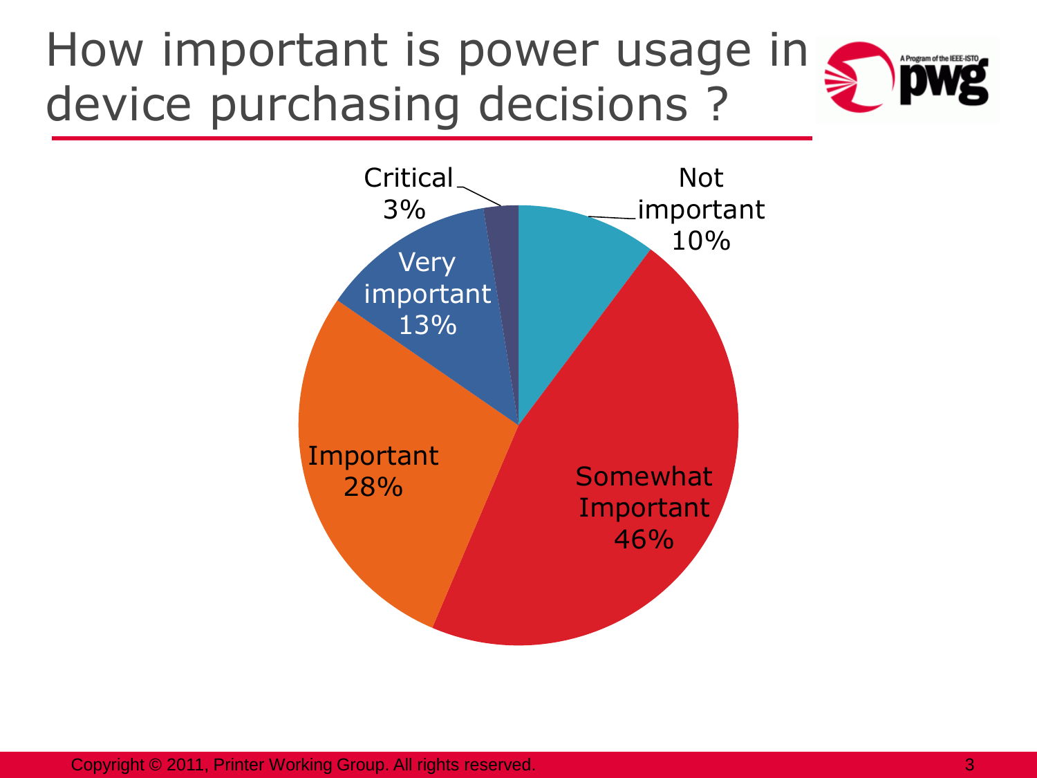# How important is power usage in device purchasing decisions ?

| Response | Percentage |
| --- | --- |
| Not important | 10% |
| Somewhat Important | 46% |
| Important | 28% |
| Very important | 13% |
| Critical | 3% |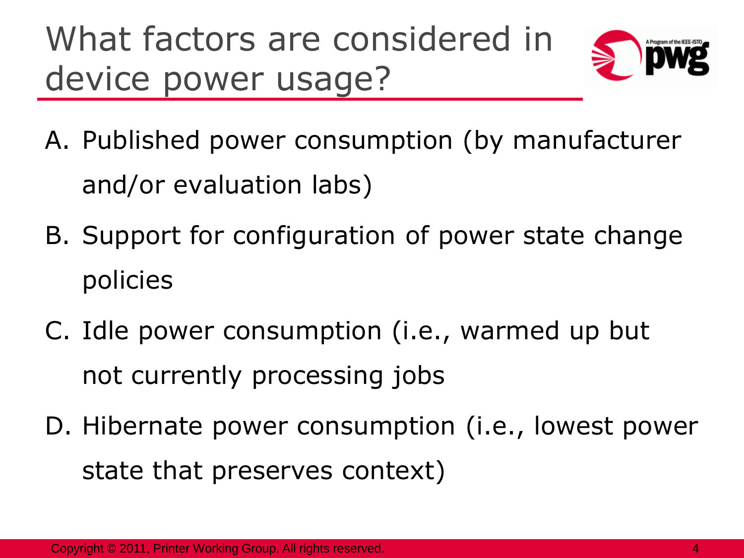# What factors are considered in device power usage?

A. Published power consumption (by manufacturer and/or evaluation labs)

B. Support for configuration of power state change policies

C. Idle power consumption (i.e., warmed up but not currently processing jobs

D. Hibernate power consumption (i.e., lowest power state that preserves context)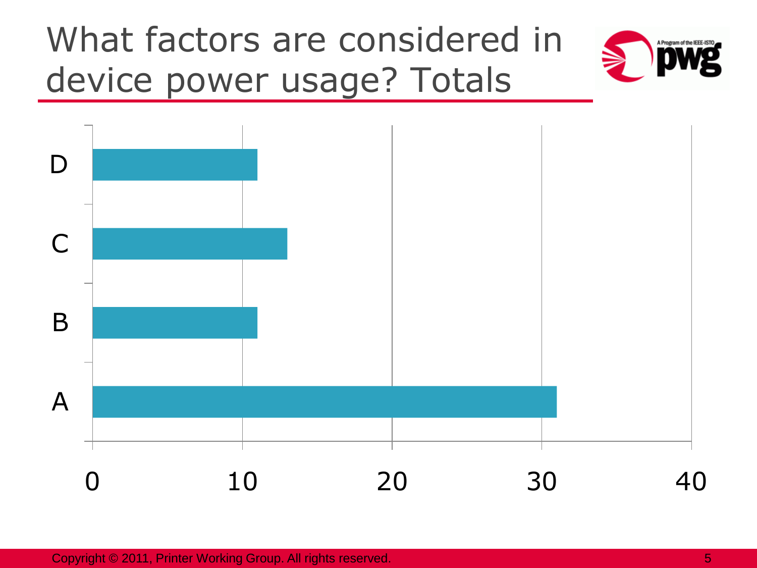# What factors are considered in device power usage? Totals

| | |
|---|---|
| D | 11 |
| C | 13 |
| B | 11 |
| A | 31 |

0 10 20 30 40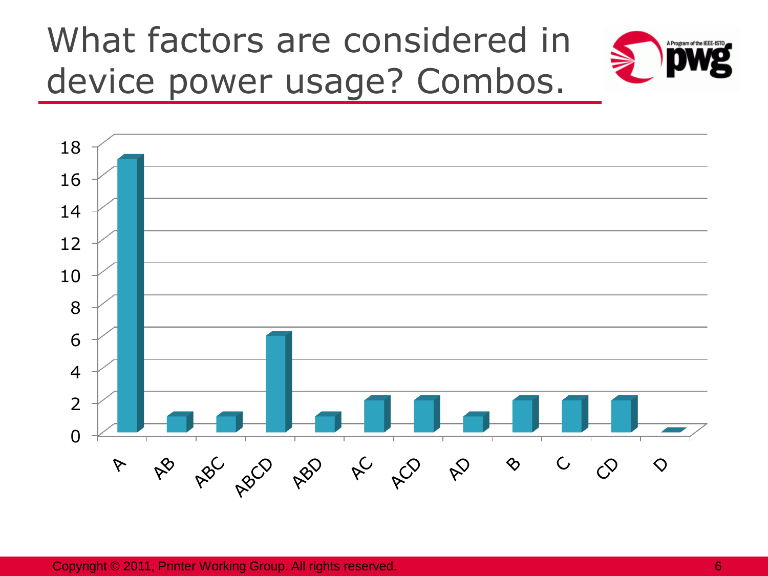# What factors are considered in device power usage? Combos.

| Combo | Count |
|---|---|
| A | 17 |
| AB | 1 |
| ABC | 1 |
| ABCD | 6 |
| ABD | 1 |
| AC | 2 |
| ACD | 2 |
| AD | 1 |
| B | 2 |
| C | 2 |
| CD | 2 |
| D | 0 |

Copyright © 2011, Printer Working Group. All rights reserved.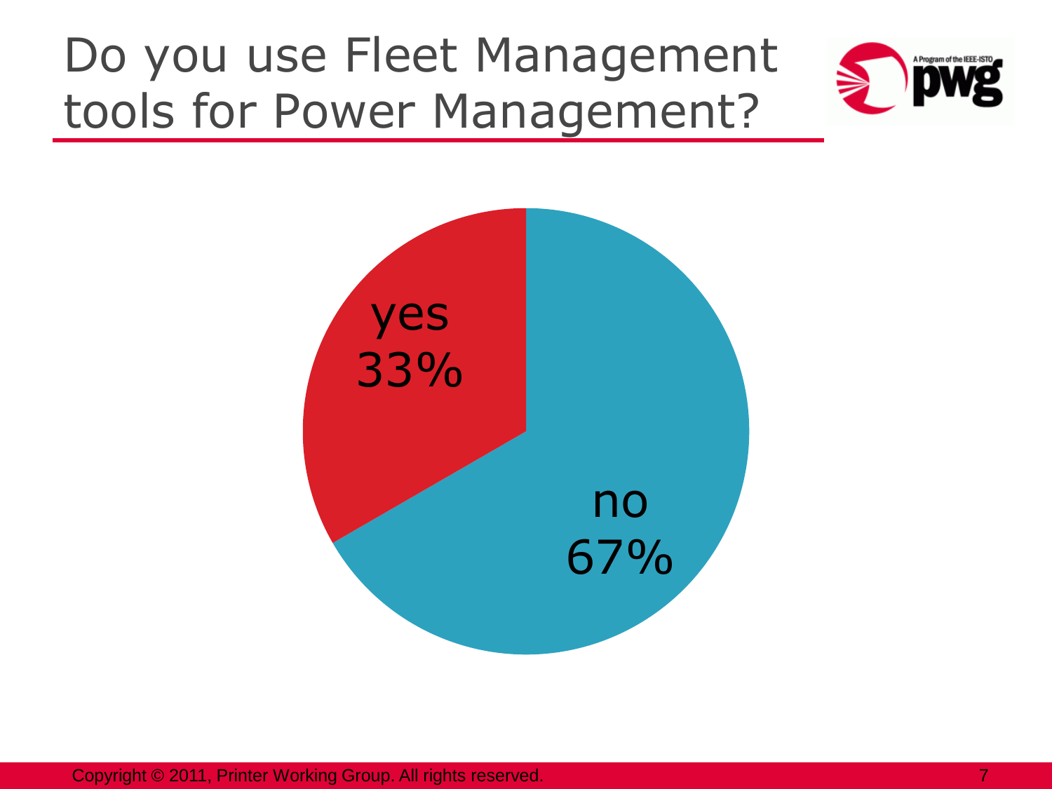# Do you use Fleet Management tools for Power Management?

yes 33%

no 67%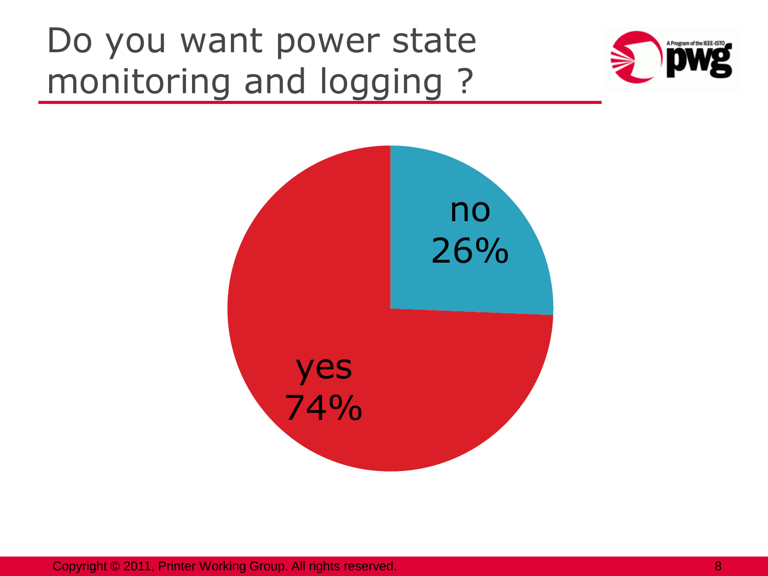# Do you want power state monitoring and logging ?

no
26%

yes
74%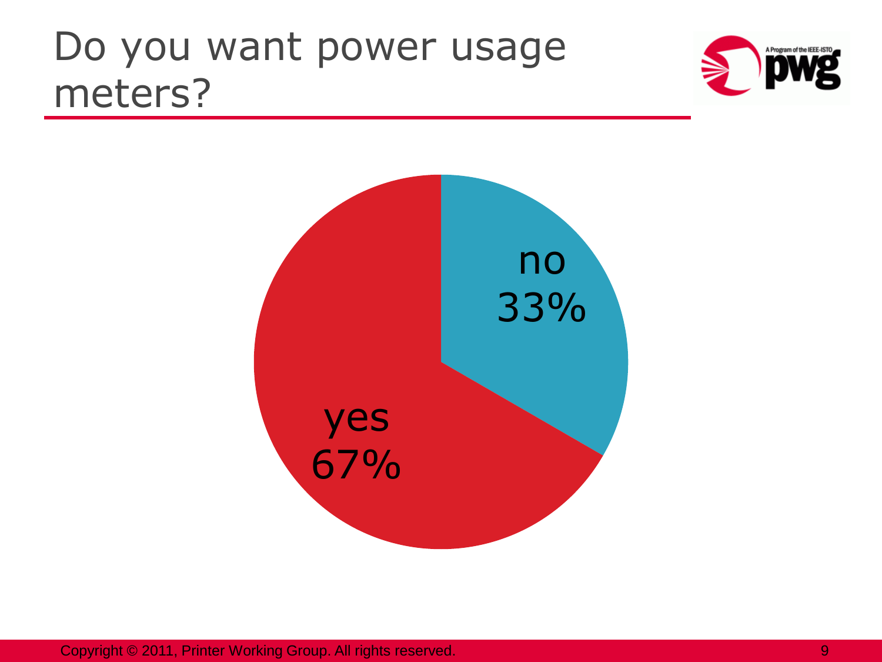# Do you want power usage meters?

- no 33%
- yes 67%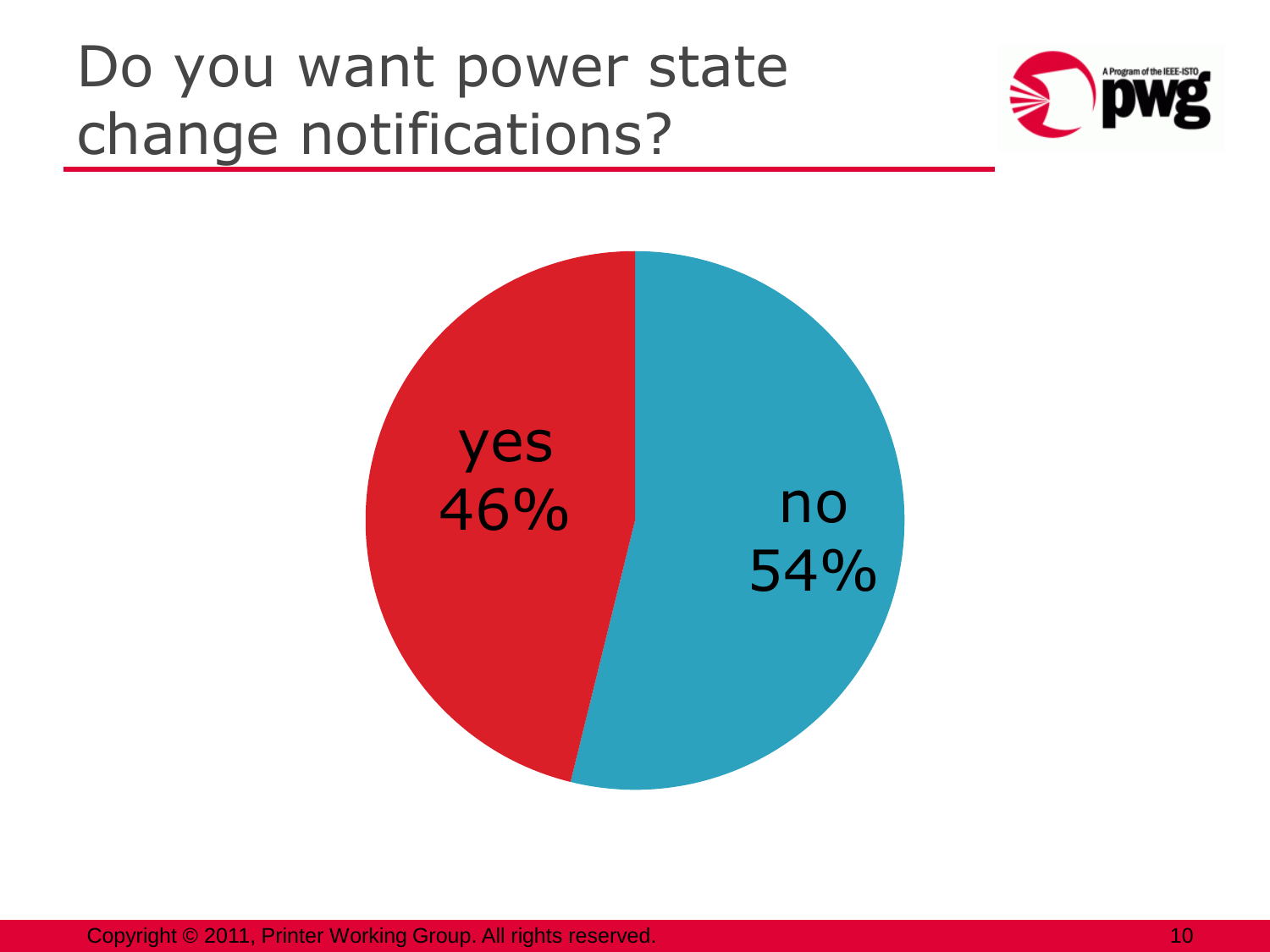# Do you want power state change notifications?

| Response | Percentage |
| --- | --- |
| yes | 46% |
| no | 54% |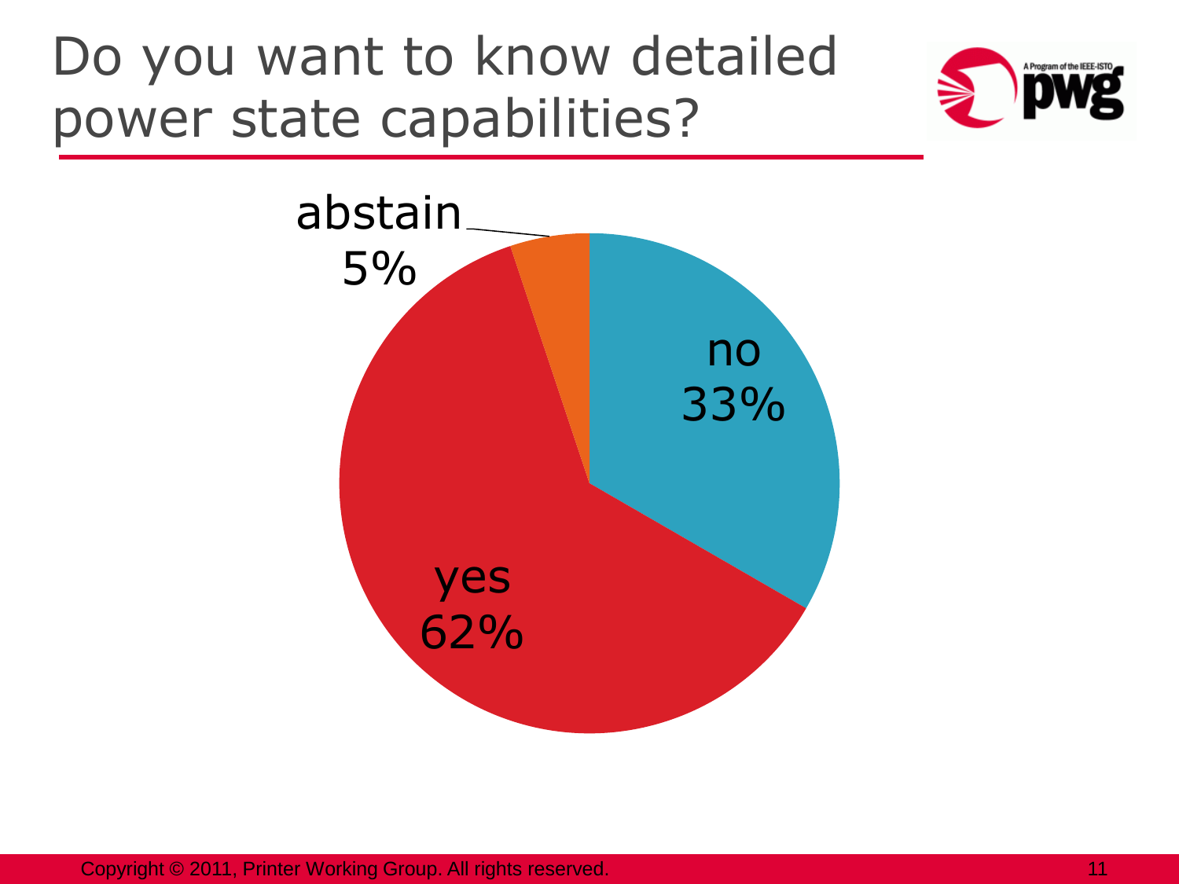# Do you want to know detailed power state capabilities?

abstain
5%

no
33%

yes
62%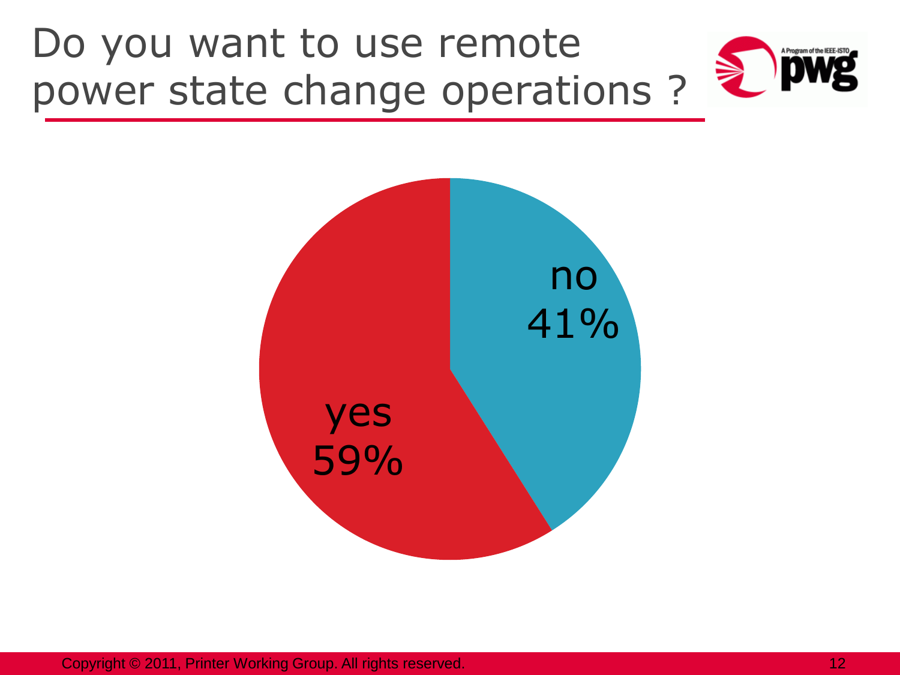# Do you want to use remote power state change operations ?

no
41%

yes
59%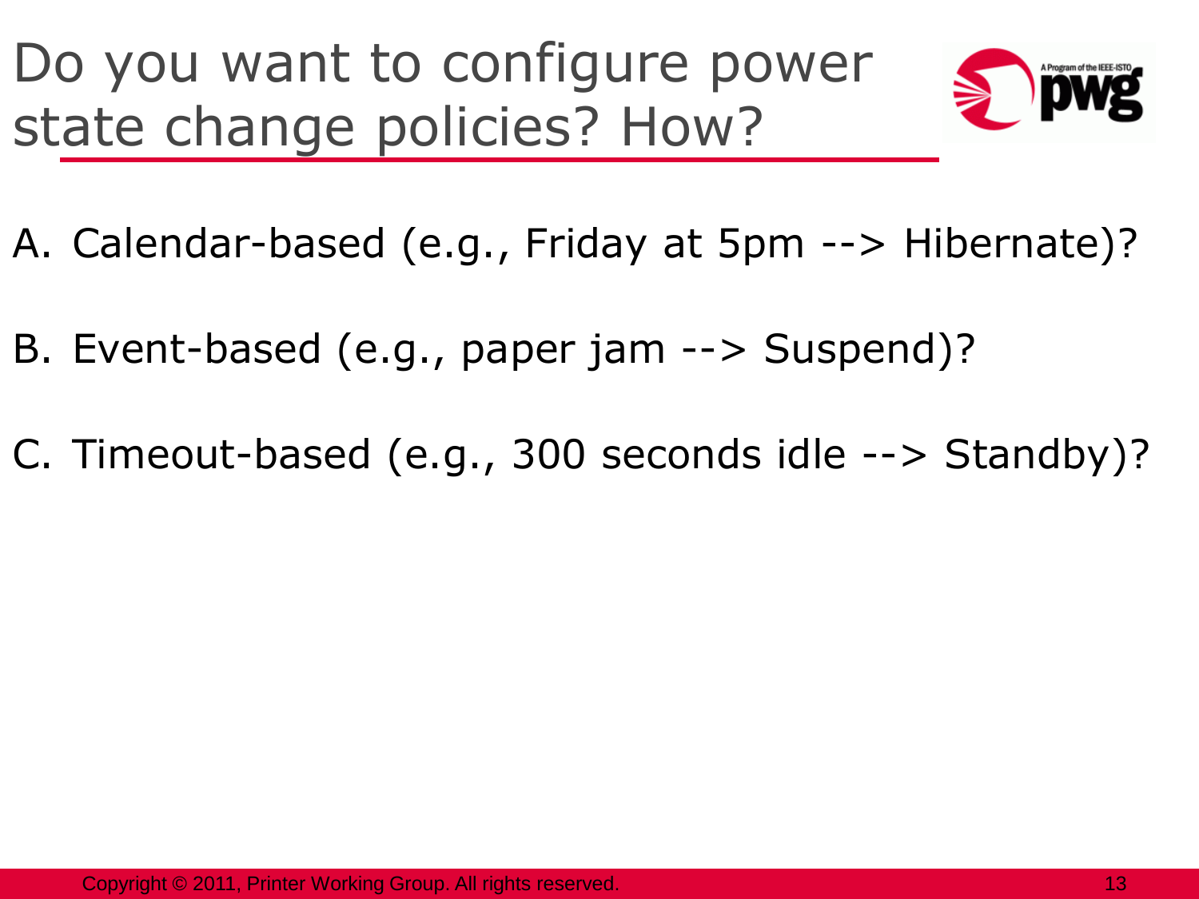# Do you want to configure power state change policies? How?

A. Calendar-based (e.g., Friday at 5pm --> Hibernate)?

B. Event-based (e.g., paper jam --> Suspend)?

C. Timeout-based (e.g., 300 seconds idle --> Standby)?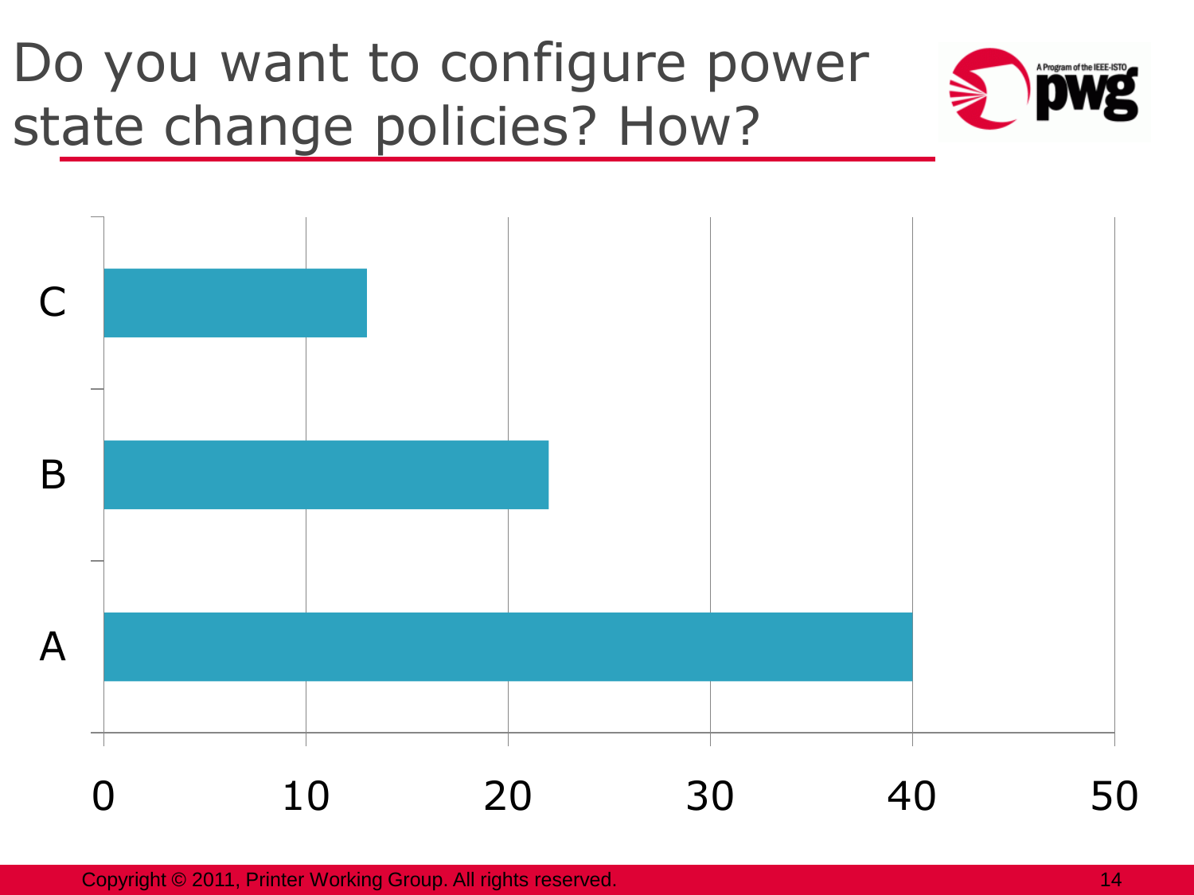# Do you want to configure power state change policies? How?

| Option | Value |
| --- | --- |
| C | 13 |
| B | 22 |
| A | 40 |

Copyright © 2011, Printer Working Group. All rights reserved.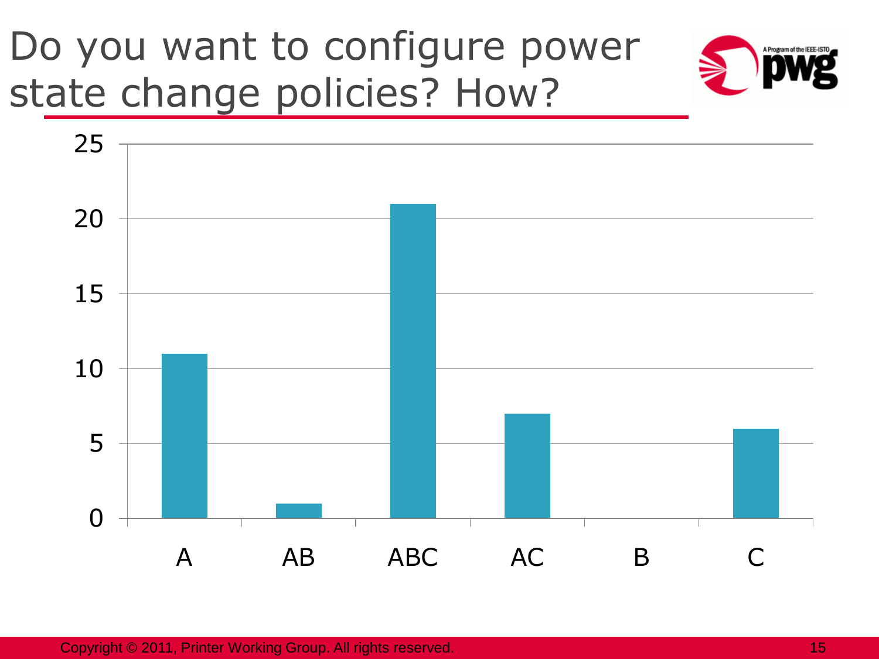# Do you want to configure power state change policies? How?

| Response | Count |
| --- | --- |
| A | 11 |
| AB | 1 |
| ABC | 21 |
| AC | 7 |
| B | 0 |
| C | 6 |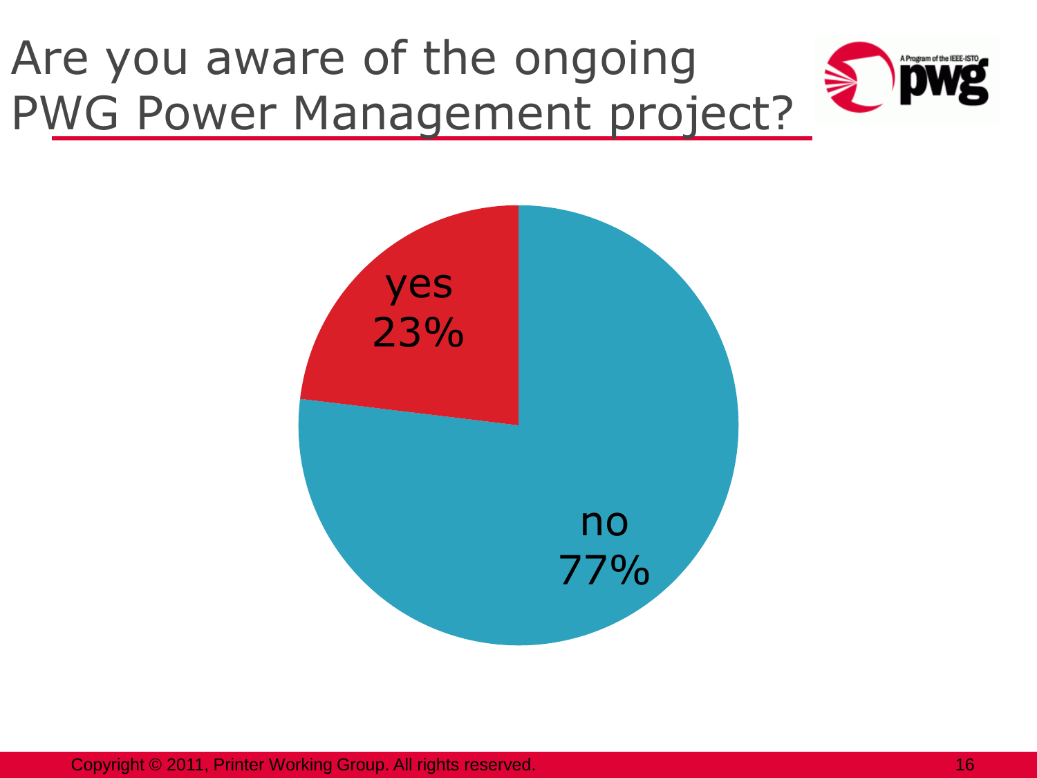# Are you aware of the ongoing PWG Power Management project?

yes 23%

no 77%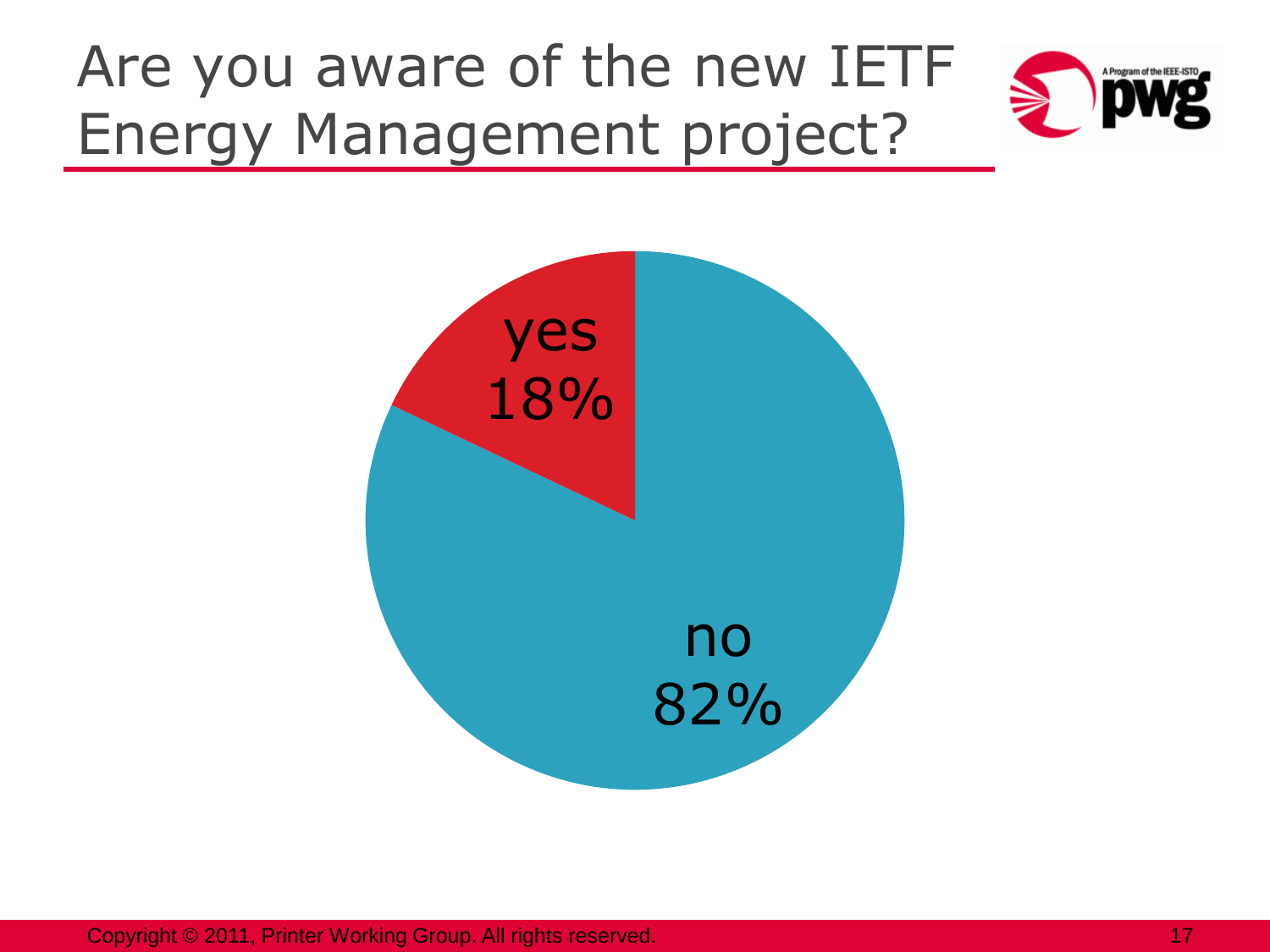# Are you aware of the new IETF Energy Management project?

yes
18%

no
82%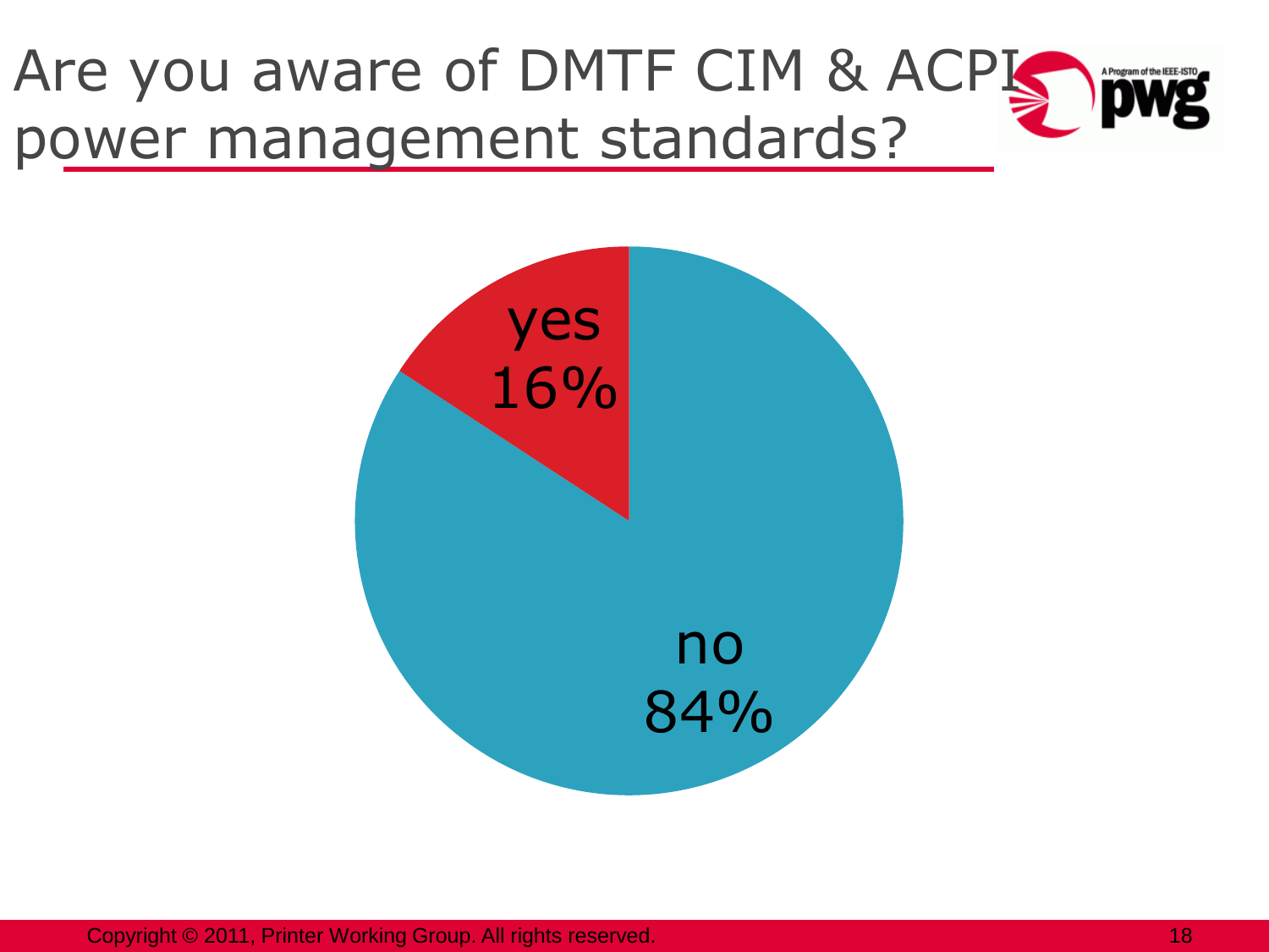# Are you aware of DMTF CIM & ACPI power management standards?

yes
16%

no
84%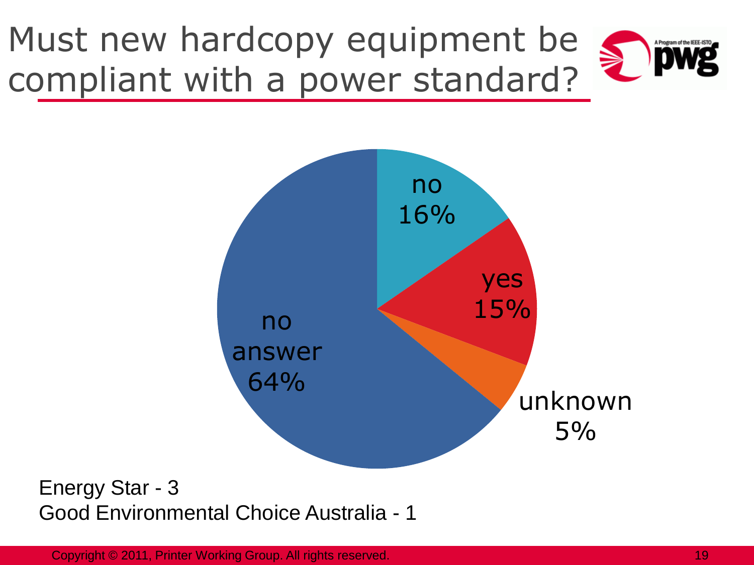# Must new hardcopy equipment be compliant with a power standard?

- no 16%
- yes 15%
- unknown 5%
- no answer 64%

Energy Star - 3
Good Environmental Choice Australia - 1

Copyright © 2011, Printer Working Group. All rights reserved.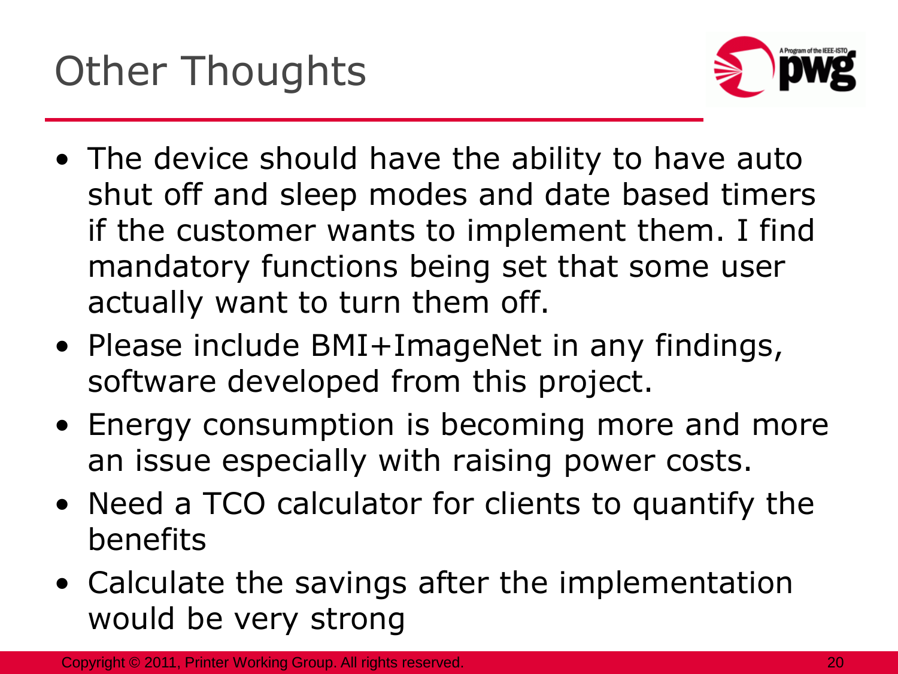# Other Thoughts

- The device should have the ability to have auto shut off and sleep modes and date based timers if the customer wants to implement them. I find mandatory functions being set that some user actually want to turn them off.
- Please include BMI+ImageNet in any findings, software developed from this project.
- Energy consumption is becoming more and more an issue especially with raising power costs.
- Need a TCO calculator for clients to quantify the benefits
- Calculate the savings after the implementation would be very strong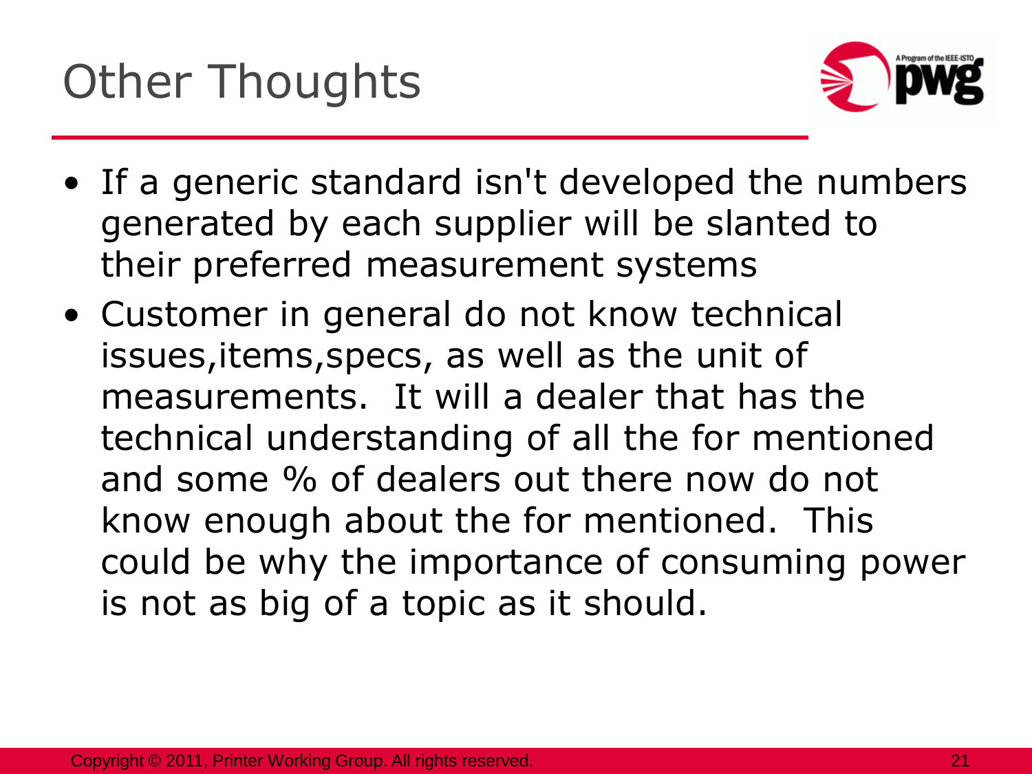# Other Thoughts

- If a generic standard isn't developed the numbers generated by each supplier will be slanted to their preferred measurement systems
- Customer in general do not know technical issues,items,specs, as well as the unit of measurements. It will a dealer that has the technical understanding of all the for mentioned and some % of dealers out there now do not know enough about the for mentioned. This could be why the importance of consuming power is not as big of a topic as it should.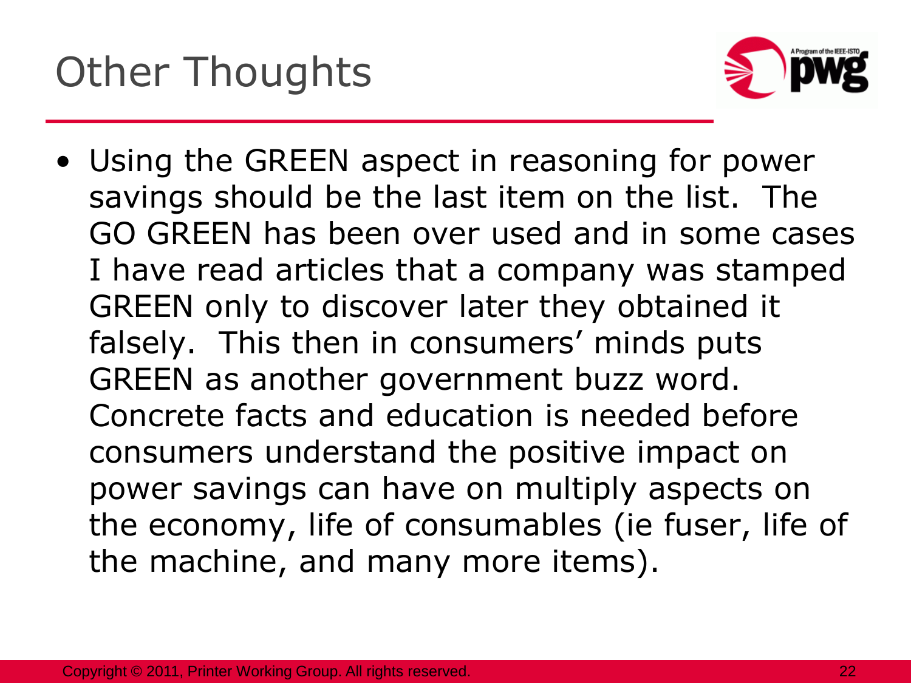# Other Thoughts

- Using the GREEN aspect in reasoning for power savings should be the last item on the list. The GO GREEN has been over used and in some cases I have read articles that a company was stamped GREEN only to discover later they obtained it falsely. This then in consumers' minds puts GREEN as another government buzz word. Concrete facts and education is needed before consumers understand the positive impact on power savings can have on multiply aspects on the economy, life of consumables (ie fuser, life of the machine, and many more items).